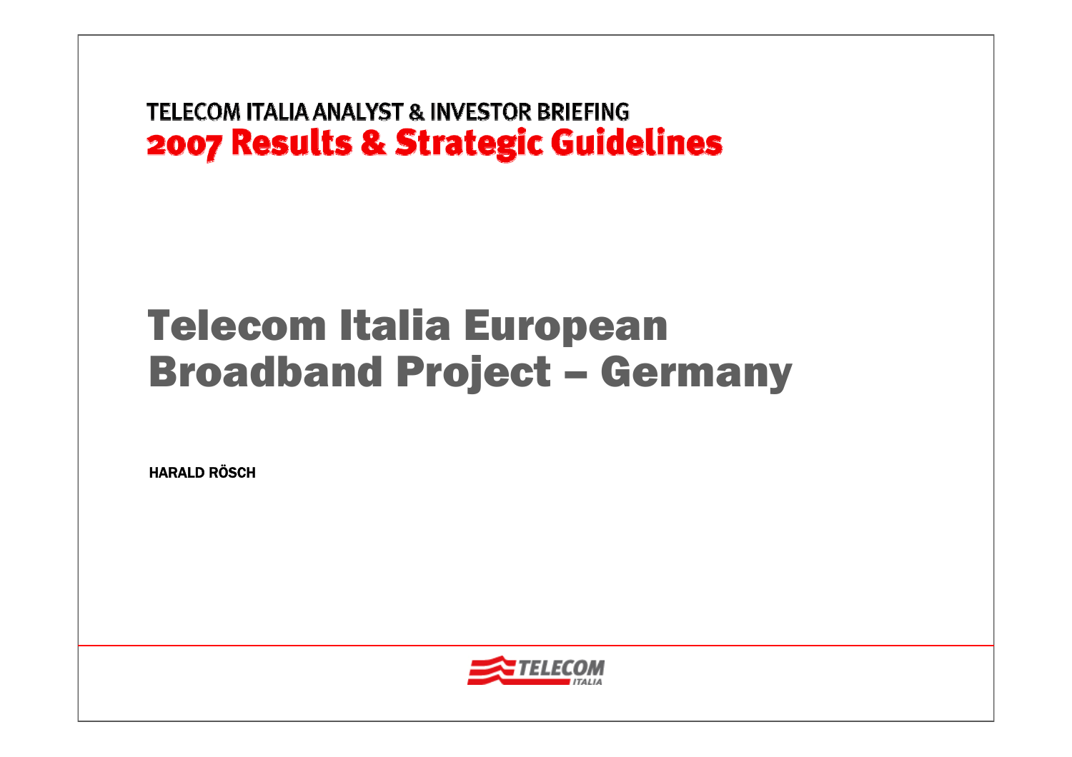TELECOM ITALIA ANALYST & INVESTOR BRIEFING

**2007 Results & Strategic Guidelines**

# Telecom Italia European Broadband Project – Germany

**HARALD RÖSCH**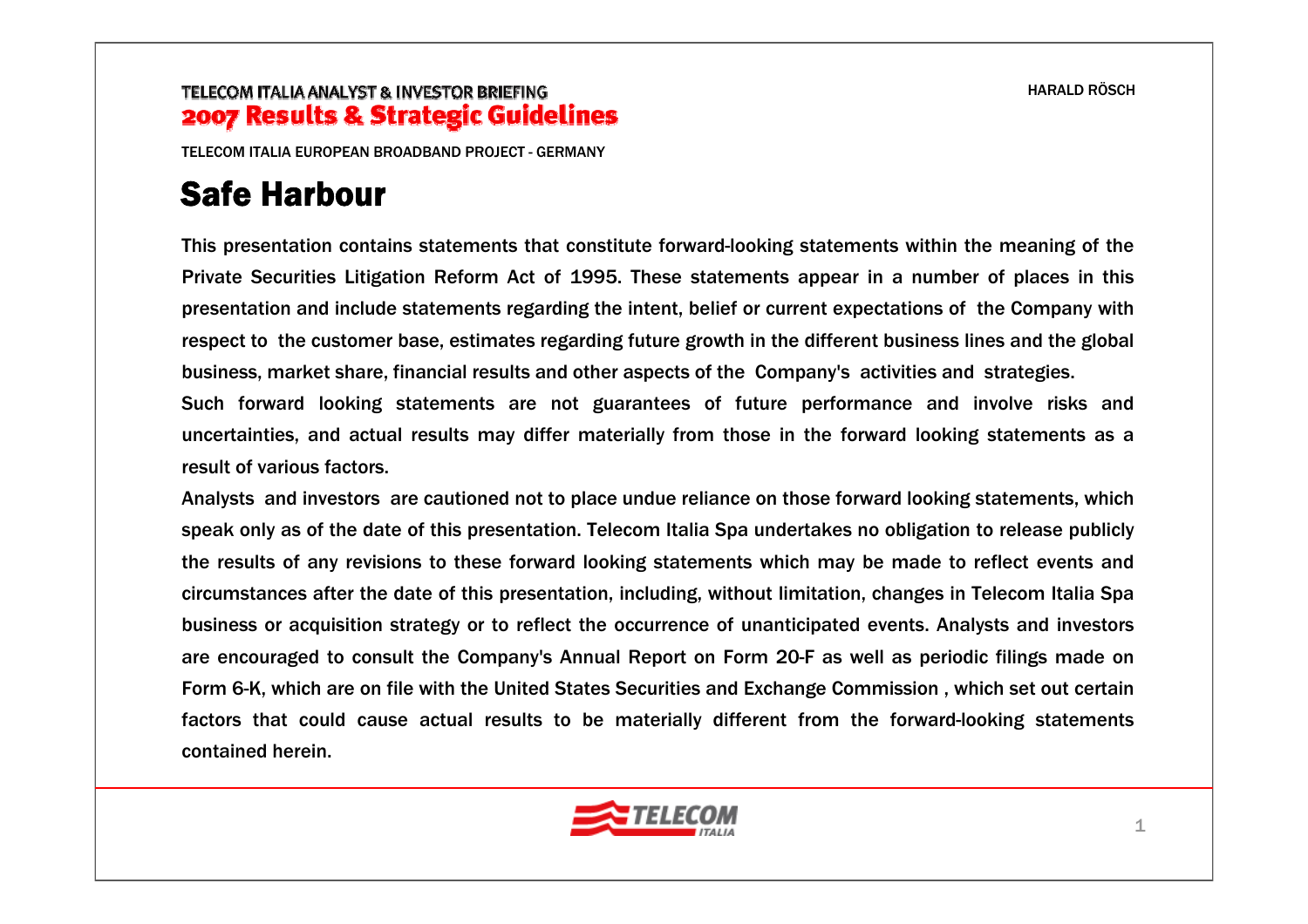TELECOM ITALIA ANALYST & INVESTOR BRIEFING
**2007 Results & Strategic Guidelines**

HARALD RÖSCH

TELECOM ITALIA EUROPEAN BROADBAND PROJECT - GERMANY

# Safe Harbour

This presentation contains statements that constitute forward-looking statements within the meaning of the Private Securities Litigation Reform Act of 1995. These statements appear in a number of places in this presentation and include statements regarding the intent, belief or current expectations of the Company with respect to the customer base, estimates regarding future growth in the different business lines and the global business, market share, financial results and other aspects of the Company's activities and strategies.

Such forward looking statements are not guarantees of future performance and involve risks and uncertainties, and actual results may differ materially from those in the forward looking statements as a result of various factors.

Analysts and investors are cautioned not to place undue reliance on those forward looking statements, which speak only as of the date of this presentation. Telecom Italia Spa undertakes no obligation to release publicly the results of any revisions to these forward looking statements which may be made to reflect events and circumstances after the date of this presentation, including, without limitation, changes in Telecom Italia Spa business or acquisition strategy or to reflect the occurrence of unanticipated events. Analysts and investors are encouraged to consult the Company's Annual Report on Form 20-F as well as periodic filings made on Form 6-K, which are on file with the United States Securities and Exchange Commission , which set out certain factors that could cause actual results to be materially different from the forward-looking statements contained herein.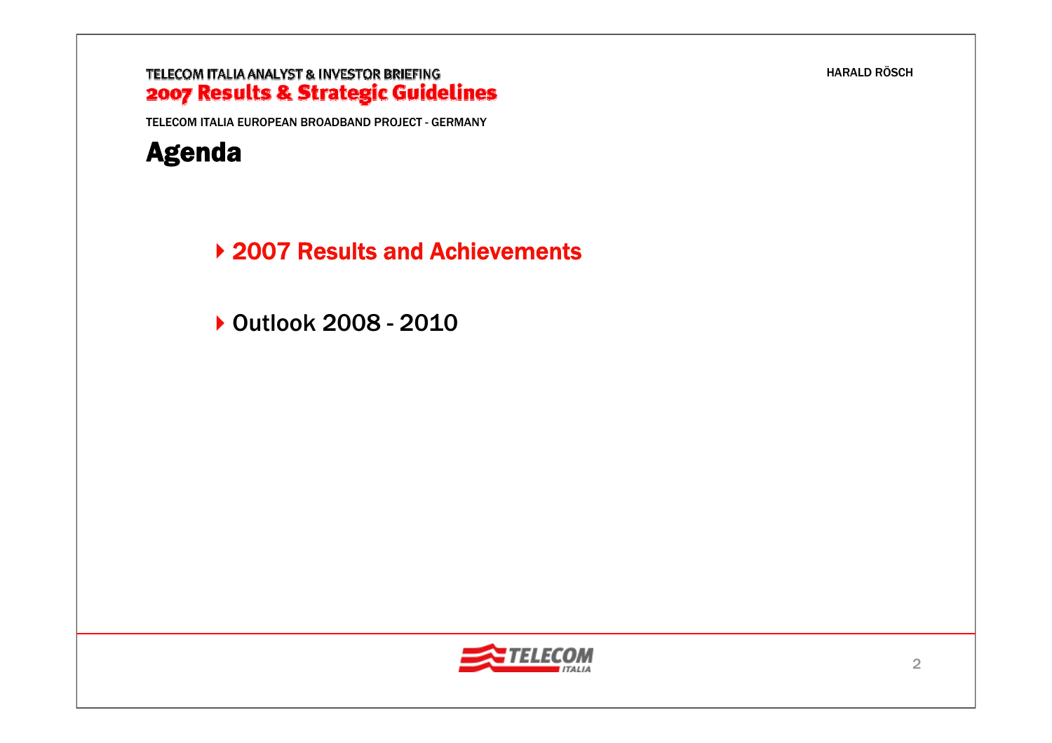TELECOM ITALIA EUROPEAN BROADBAND PROJECT - GERMANY

# Agenda

- **2007 Results and Achievements**
- Outlook 2008 - 2010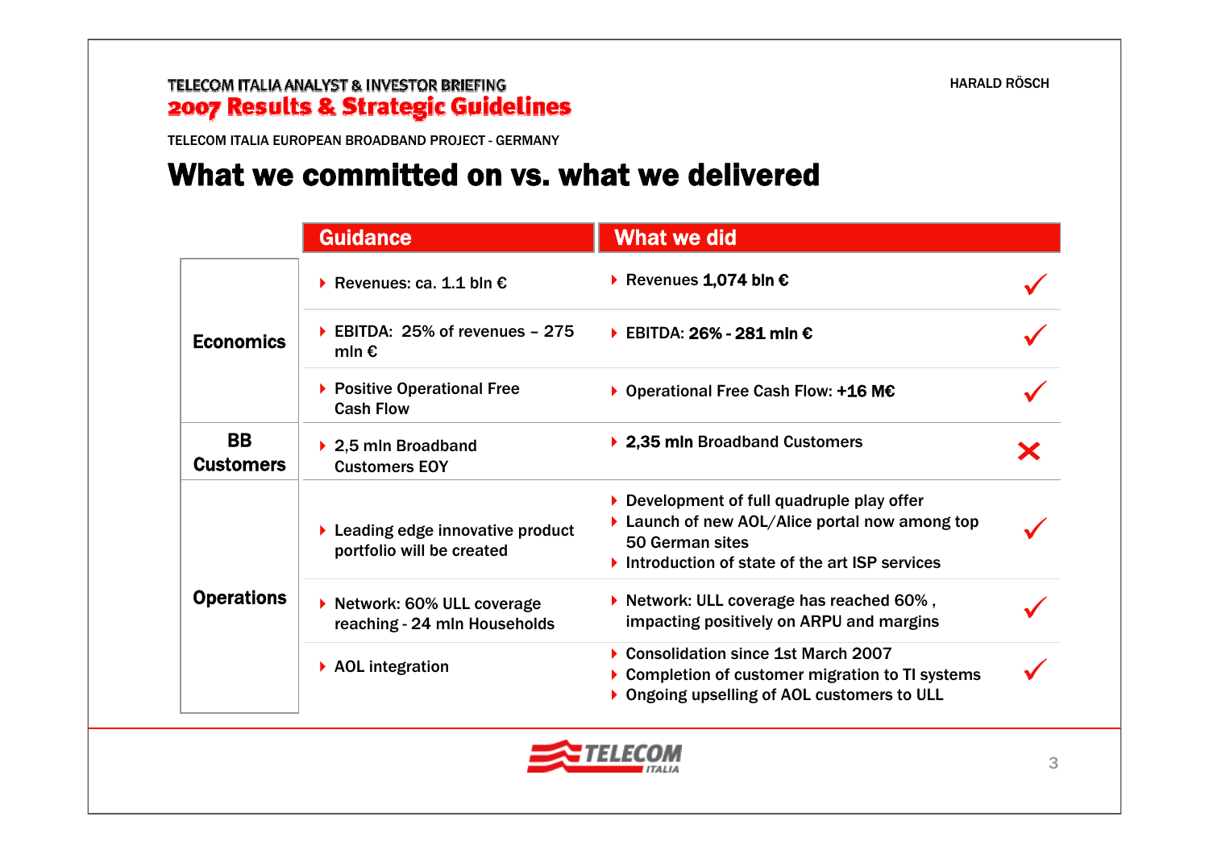TELECOM ITALIA EUROPEAN BROADBAND PROJECT - GERMANY

# What we committed on vs. what we delivered

| | Guidance | What we did | |
|---|---|---|---|
| **Economics** | Revenues: ca. 1.1 bln € | Revenues **1,074 bln €** | ✓ |
| | EBITDA: 25% of revenues – 275 mln € | EBITDA: **26% - 281 mln €** | ✓ |
| | Positive Operational Free Cash Flow | Operational Free Cash Flow: **+16 M€** | ✓ |
| **BB Customers** | 2,5 mln Broadband Customers EOY | **2,35 mln** Broadband Customers | ✗ |
| **Operations** | Leading edge innovative product portfolio will be created | Development of full quadruple play offer<br>Launch of new AOL/Alice portal now among top 50 German sites<br>Introduction of state of the art ISP services | ✓ |
| | Network: 60% ULL coverage reaching - 24 mln Households | Network: ULL coverage has reached 60% , impacting positively on ARPU and margins | ✓ |
| | AOL integration | Consolidation since 1st March 2007<br>Completion of customer migration to TI systems<br>Ongoing upselling of AOL customers to ULL | ✓ |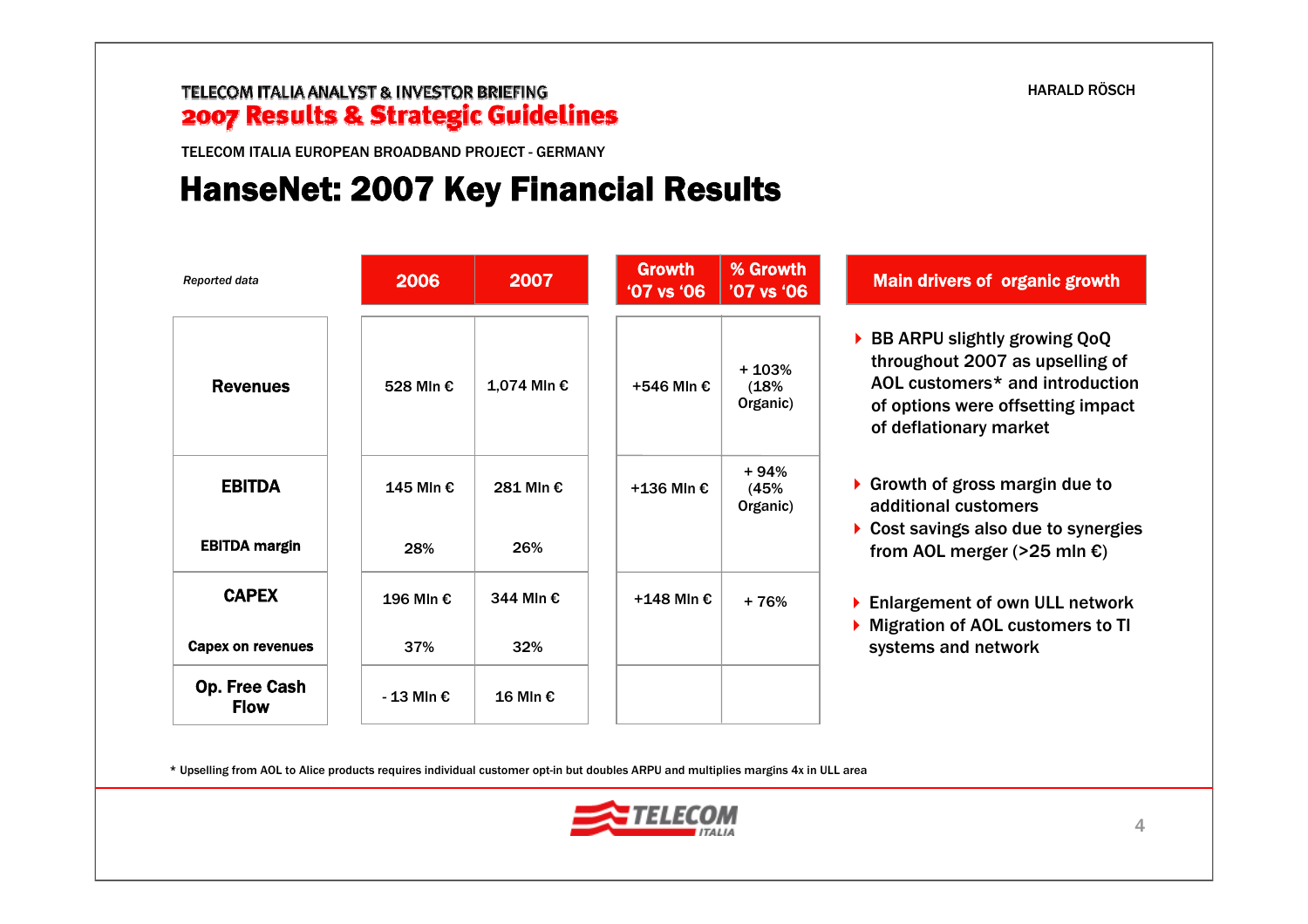TELECOM ITALIA EUROPEAN BROADBAND PROJECT - GERMANY

# HanseNet: 2007 Key Financial Results

| *Reported data* | 2006 | 2007 | Growth '07 vs '06 | % Growth '07 vs '06 |
|---|---|---|---|---|
| **Revenues** | 528 Mln € | 1,074 Mln € | +546 Mln € | + 103% (18% Organic) |
| **EBITDA** | 145 Mln € | 281 Mln € | +136 Mln € | + 94% (45% Organic) |
| **EBITDA margin** | 28% | 26% | | |
| **CAPEX** | 196 Mln € | 344 Mln € | +148 Mln € | + 76% |
| **Capex on revenues** | 37% | 32% | | |
| **Op. Free Cash Flow** | - 13 Mln € | 16 Mln € | | |

## Main drivers of organic growth

- BB ARPU slightly growing QoQ throughout 2007 as upselling of AOL customers* and introduction of options were offsetting impact of deflationary market
- Growth of gross margin due to additional customers
- Cost savings also due to synergies from AOL merger (>25 mln €)
- Enlargement of own ULL network
- Migration of AOL customers to TI systems and network

* Upselling from AOL to Alice products requires individual customer opt-in but doubles ARPU and multiplies margins 4x in ULL area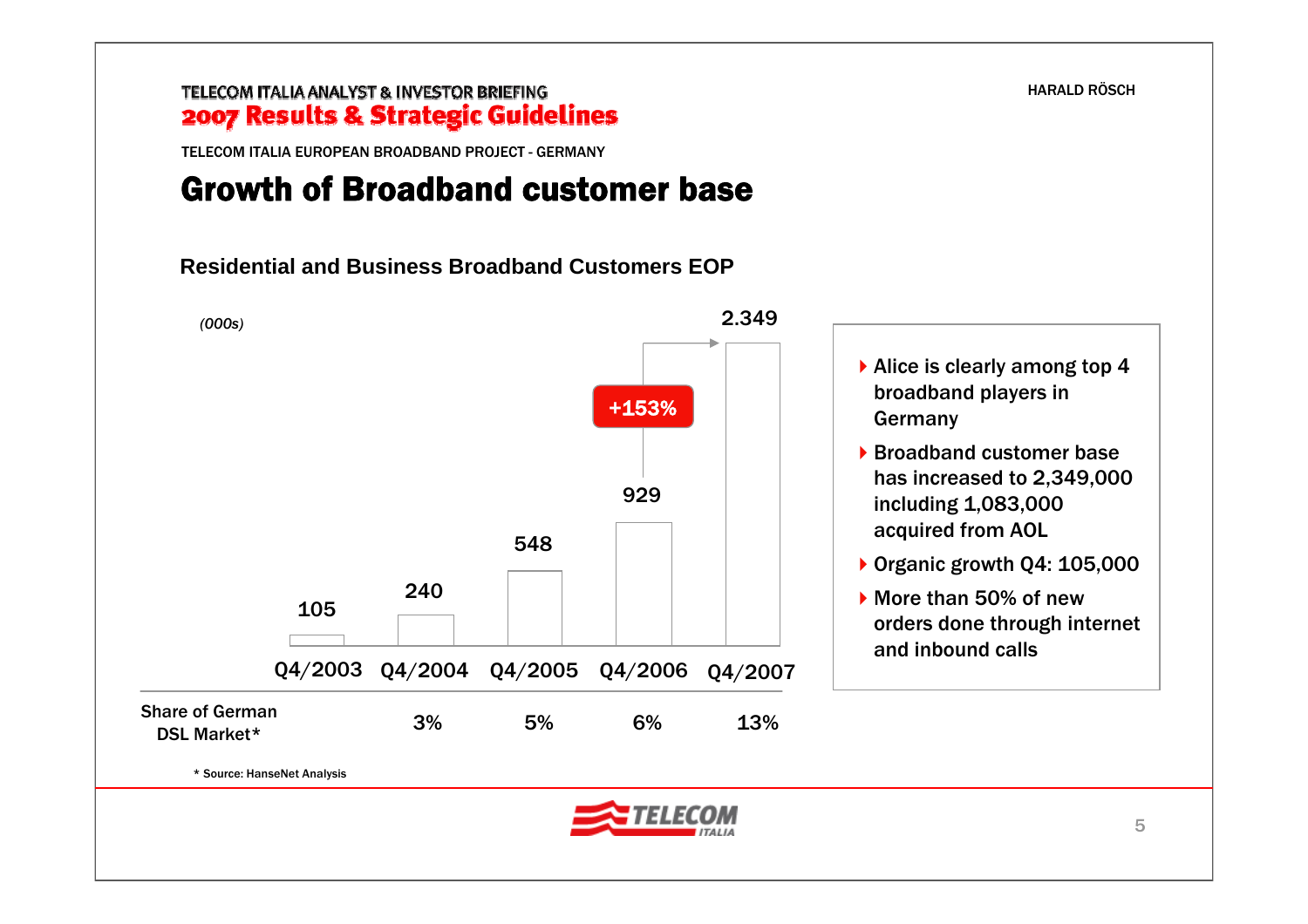TELECOM ITALIA EUROPEAN BROADBAND PROJECT - GERMANY

# Growth of Broadband customer base

### Residential and Business Broadband Customers EOP

*(000s)*

| | Q4/2003 | Q4/2004 | Q4/2005 | Q4/2006 | Q4/2007 |
|---|---|---|---|---|---|
| Customers (000s) | 105 | 240 | 548 | 929 | 2.349 |
| Share of German DSL Market* | | 3% | 5% | 6% | 13% |

+153% (Q4/2006 to Q4/2007)

- Alice is clearly among top 4 broadband players in Germany
- Broadband customer base has increased to 2,349,000 including 1,083,000 acquired from AOL
- Organic growth Q4: 105,000
- More than 50% of new orders done through internet and inbound calls

\* Source: HanseNet Analysis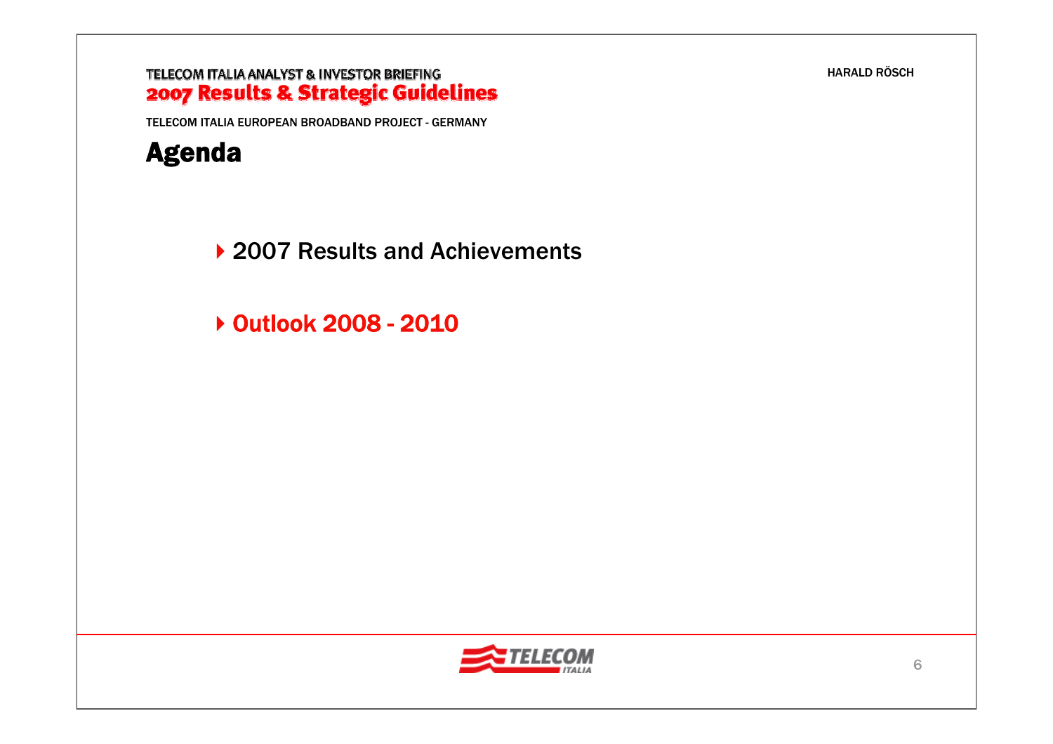# Agenda

- 2007 Results and Achievements
- **Outlook 2008 - 2010**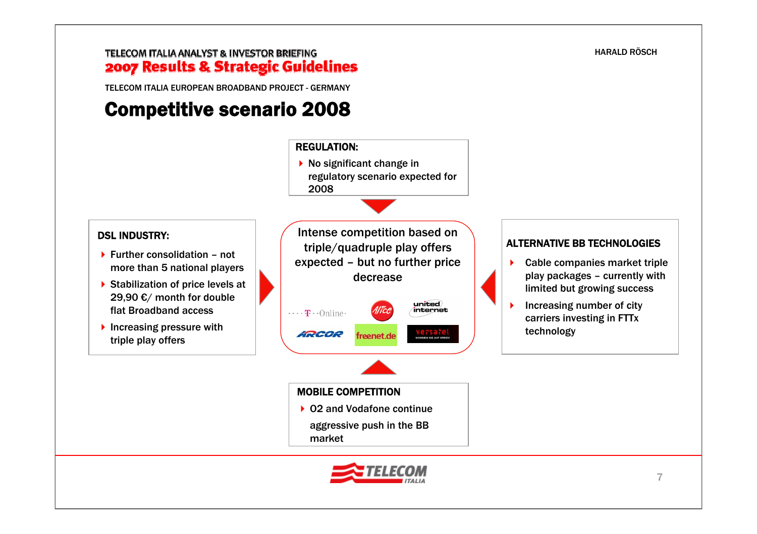TELECOM ITALIA EUROPEAN BROADBAND PROJECT - GERMANY

# Competitive scenario 2008

**REGULATION:**

- No significant change in regulatory scenario expected for 2008

**DSL INDUSTRY:**

- Further consolidation – not more than 5 national players
- Stabilization of price levels at 29,90 €/ month for double flat Broadband access
- Increasing pressure with triple play offers

**Intense competition based on triple/quadruple play offers expected – but no further price decrease**

T-Online · Alice · united internet · ARCOR · freenet.de · versatel

**ALTERNATIVE BB TECHNOLOGIES**

- Cable companies market triple play packages – currently with limited but growing success
- Increasing number of city carriers investing in FTTx technology

**MOBILE COMPETITION**

- O2 and Vodafone continue aggressive push in the BB market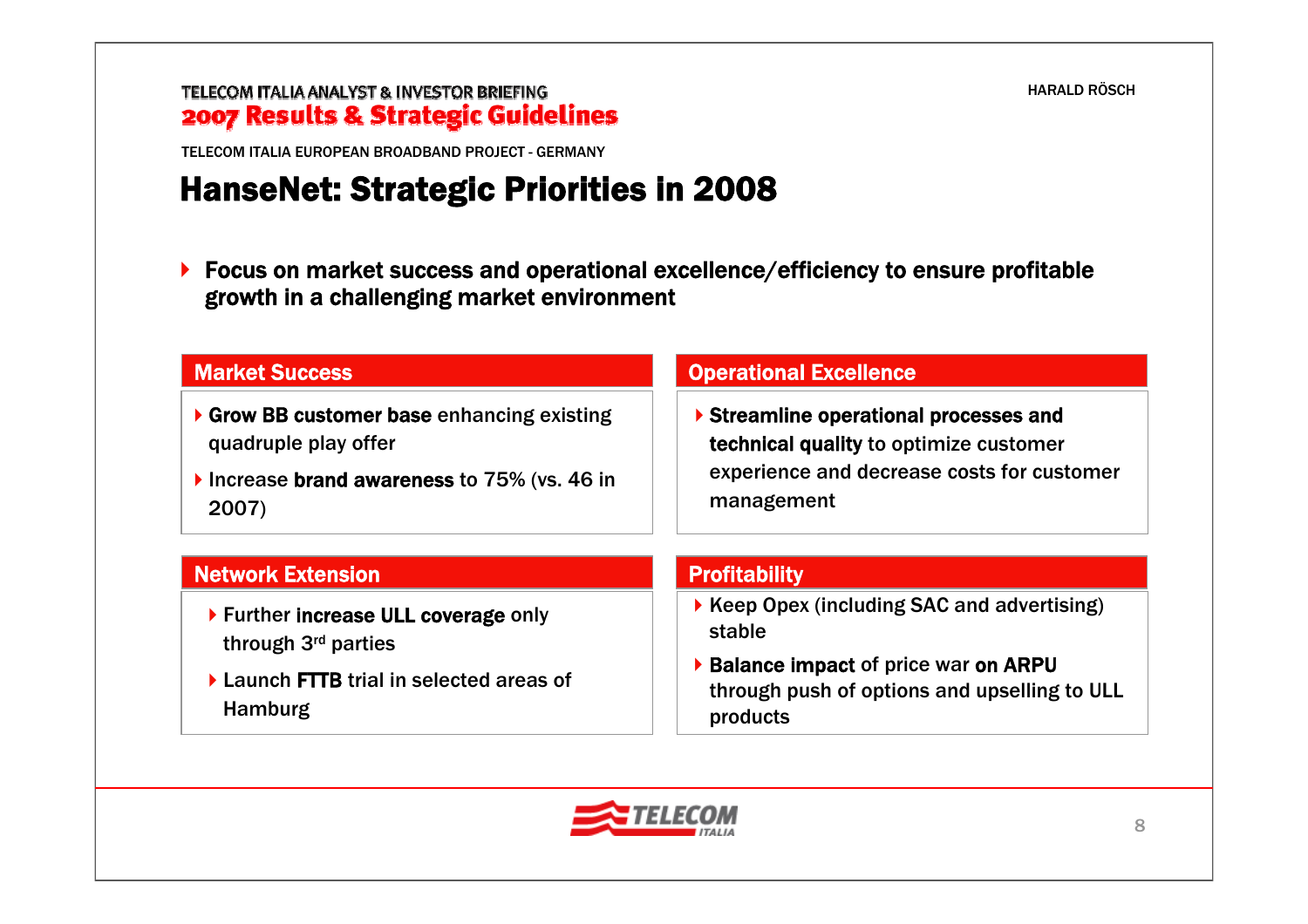TELECOM ITALIA EUROPEAN BROADBAND PROJECT - GERMANY

# HanseNet: Strategic Priorities in 2008

- **Focus on market success and operational excellence/efficiency to ensure profitable growth in a challenging market environment**

## Market Success

- **Grow BB customer base** enhancing existing quadruple play offer
- Increase **brand awareness** to 75% (vs. 46 in 2007)

## Operational Excellence

- **Streamline operational processes and technical quality** to optimize customer experience and decrease costs for customer management

## Network Extension

- Further **increase ULL coverage** only through 3rd parties
- Launch **FTTB** trial in selected areas of Hamburg

## Profitability

- Keep Opex (including SAC and advertising) stable
- **Balance impact** of price war **on ARPU** through push of options and upselling to ULL products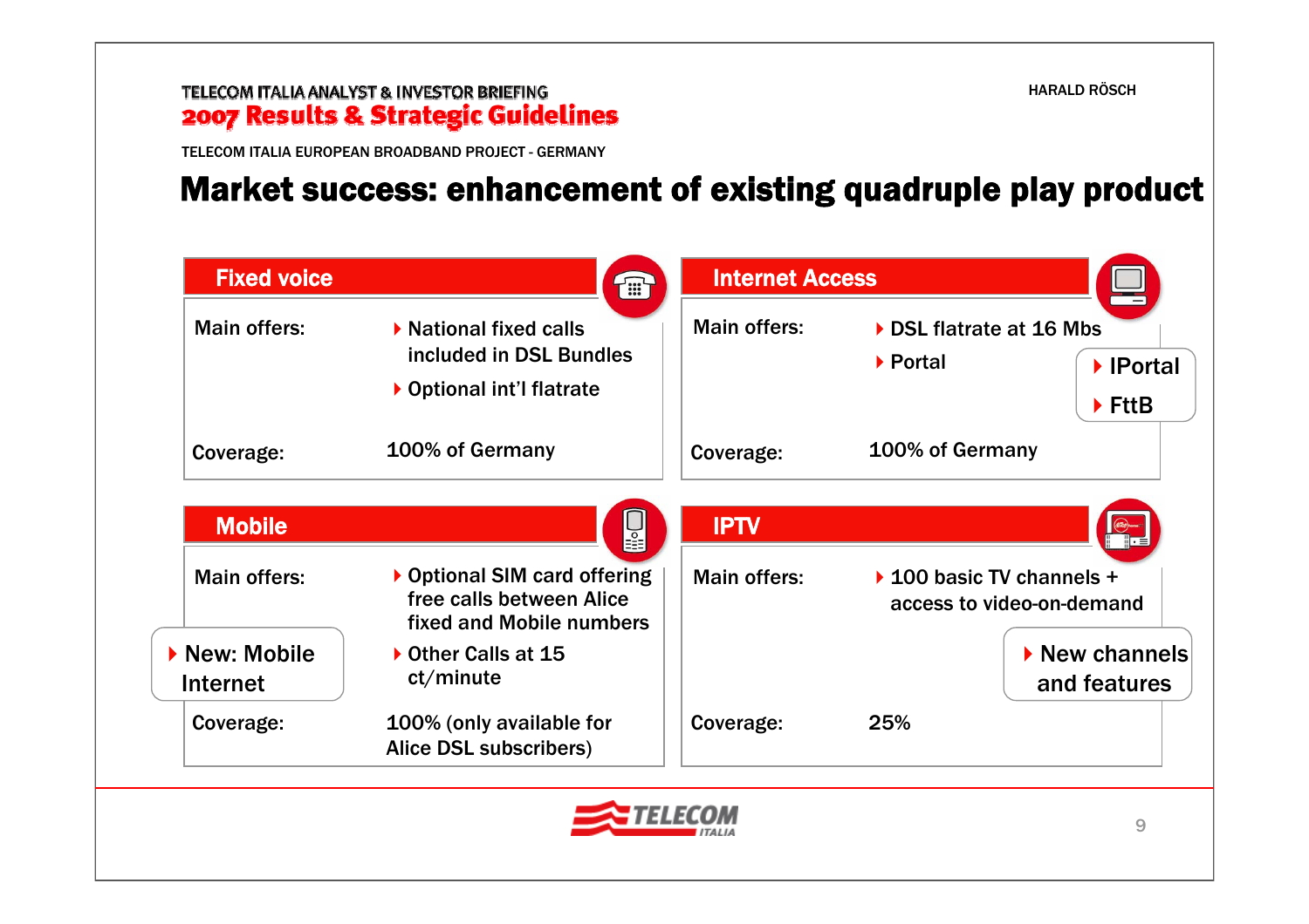TELECOM ITALIA EUROPEAN BROADBAND PROJECT - GERMANY

# Market success: enhancement of existing quadruple play product

## Fixed voice

**Main offers:**
- National fixed calls included in DSL Bundles
- Optional int'l flatrate

**Coverage:** 100% of Germany

## Internet Access

**Main offers:**
- DSL flatrate at 16 Mbs
- Portal

**New:**
- IPortal
- FttB

**Coverage:** 100% of Germany

## Mobile

**Main offers:**
- Optional SIM card offering free calls between Alice fixed and Mobile numbers
- Other Calls at 15 ct/minute

**New:**
- New: Mobile Internet

**Coverage:** 100% (only available for Alice DSL subscribers)

## IPTV

**Main offers:**
- 100 basic TV channels + access to video-on-demand

**New:**
- New channels and features

**Coverage:** 25%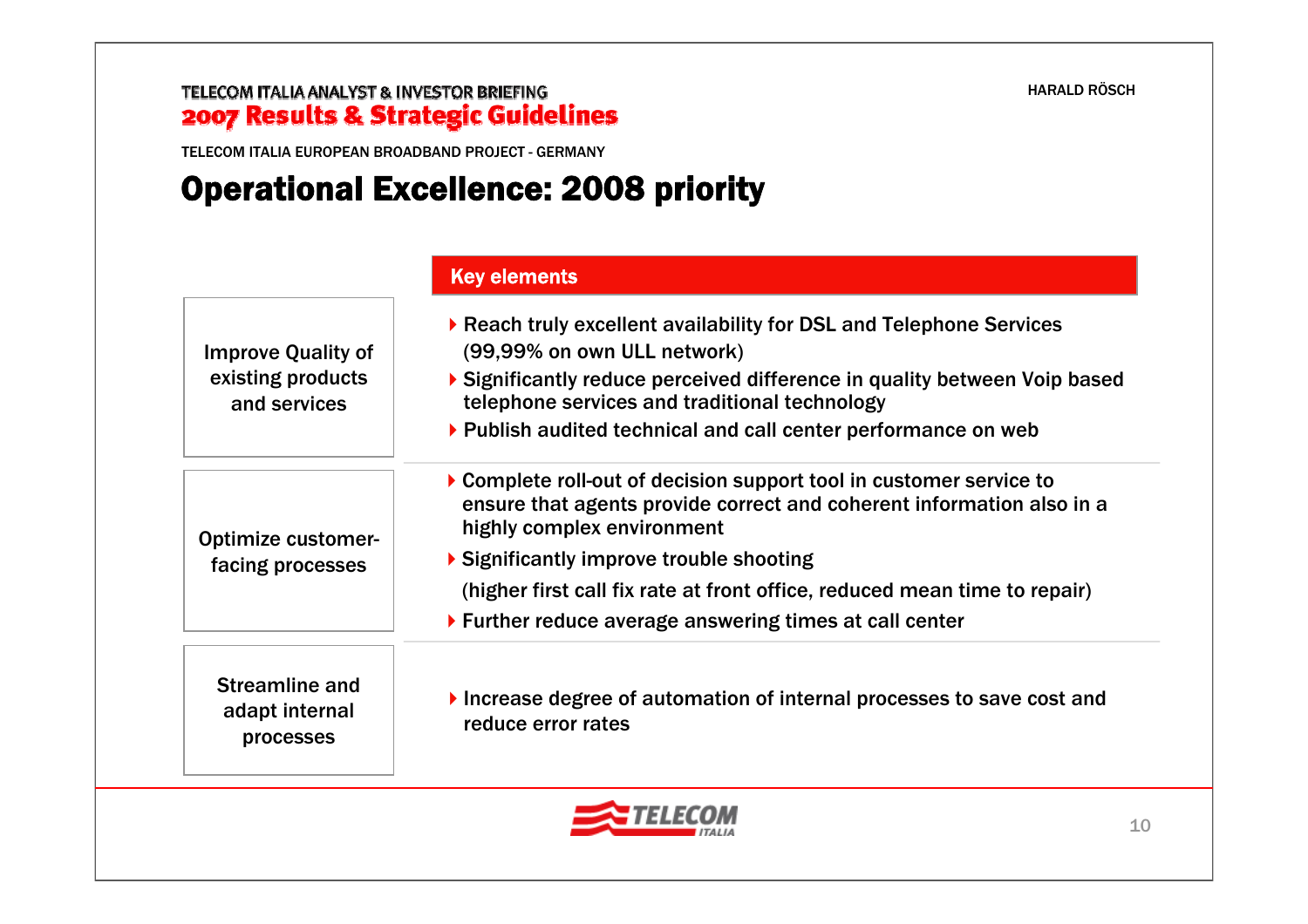TELECOM ITALIA EUROPEAN BROADBAND PROJECT - GERMANY

# Operational Excellence: 2008 priority

| | Key elements |
|---|---|
| Improve Quality of existing products and services | ▸ Reach truly excellent availability for DSL and Telephone Services (99,99% on own ULL network)<br>▸ Significantly reduce perceived difference in quality between Voip based telephone services and traditional technology<br>▸ Publish audited technical and call center performance on web |
| Optimize customer-facing processes | ▸ Complete roll-out of decision support tool in customer service to ensure that agents provide correct and coherent information also in a highly complex environment<br>▸ Significantly improve trouble shooting (higher first call fix rate at front office, reduced mean time to repair)<br>▸ Further reduce average answering times at call center |
| Streamline and adapt internal processes | ▸ Increase degree of automation of internal processes to save cost and reduce error rates |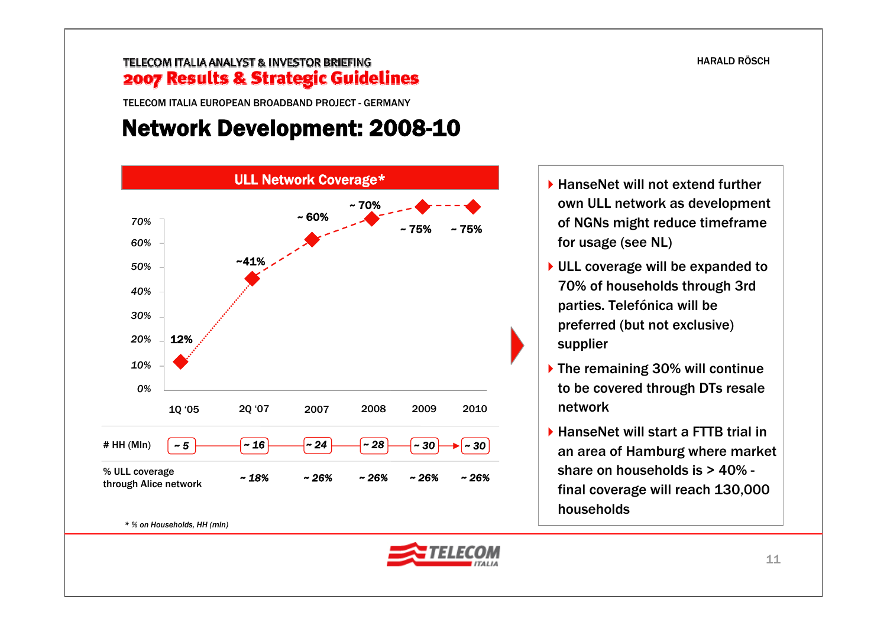TELECOM ITALIA EUROPEAN BROADBAND PROJECT - GERMANY

# Network Development: 2008-10

## ULL Network Coverage*

| | 1Q '05 | 2Q '07 | 2007 | 2008 | 2009 | 2010 |
|---|---|---|---|---|---|---|
| ULL Network Coverage | 12% | ~41% | ~ 60% | ~ 70% | ~ 75% | ~ 75% |
| # HH (Mln) | ~ 5 | ~ 16 | ~ 24 | ~ 28 | ~ 30 | ~ 30 |
| % ULL coverage through Alice network | | ~ 18% | ~ 26% | ~ 26% | ~ 26% | ~ 26% |

\* % on Households, HH (mln)

- HanseNet will not extend further own ULL network as development of NGNs might reduce timeframe for usage (see NL)
- ULL coverage will be expanded to 70% of households through 3rd parties. Telefónica will be preferred (but not exclusive) supplier
- The remaining 30% will continue to be covered through DTs resale network
- HanseNet will start a FTTB trial in an area of Hamburg where market share on households is > 40% - final coverage will reach 130,000 households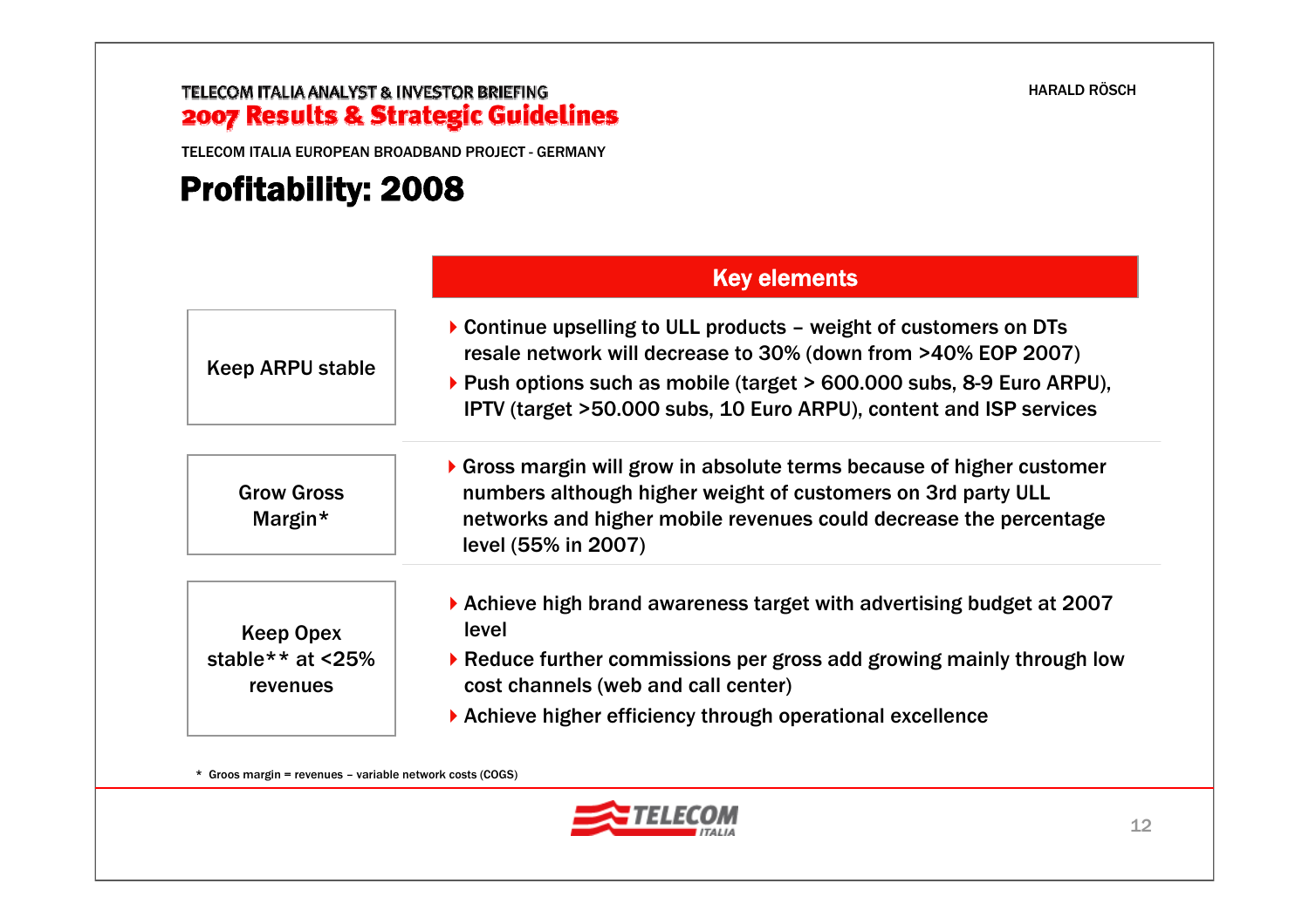TELECOM ITALIA EUROPEAN BROADBAND PROJECT - GERMANY

# Profitability: 2008

| | Key elements |
|---|---|
| Keep ARPU stable | ▸ Continue upselling to ULL products – weight of customers on DTs resale network will decrease to 30% (down from >40% EOP 2007)<br>▸ Push options such as mobile (target > 600.000 subs, 8-9 Euro ARPU), IPTV (target >50.000 subs, 10 Euro ARPU), content and ISP services |
| Grow Gross Margin* | ▸ Gross margin will grow in absolute terms because of higher customer numbers although higher weight of customers on 3rd party ULL networks and higher mobile revenues could decrease the percentage level (55% in 2007) |
| Keep Opex stable** at <25% revenues | ▸ Achieve high brand awareness target with advertising budget at 2007 level<br>▸ Reduce further commissions per gross add growing mainly through low cost channels (web and call center)<br>▸ Achieve higher efficiency through operational excellence |

\* Groos margin = revenues – variable network costs (COGS)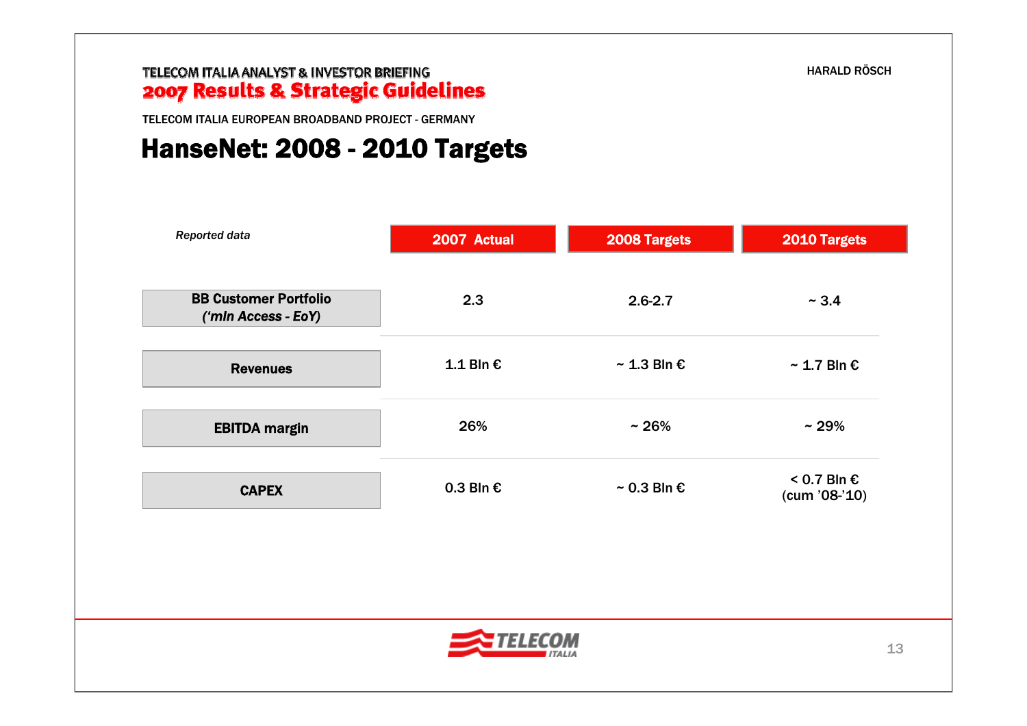TELECOM ITALIA EUROPEAN BROADBAND PROJECT - GERMANY

# HanseNet: 2008 - 2010 Targets

| *Reported data* | 2007 Actual | 2008 Targets | 2010 Targets |
|---|---|---|---|
| **BB Customer Portfolio** ***('mln Access - EoY)*** | 2.3 | 2.6-2.7 | ~ 3.4 |
| **Revenues** | 1.1 Bln € | ~ 1.3 Bln € | ~ 1.7 Bln € |
| **EBITDA margin** | 26% | ~ 26% | ~ 29% |
| **CAPEX** | 0.3 Bln € | ~ 0.3 Bln € | < 0.7 Bln € (cum '08-'10) |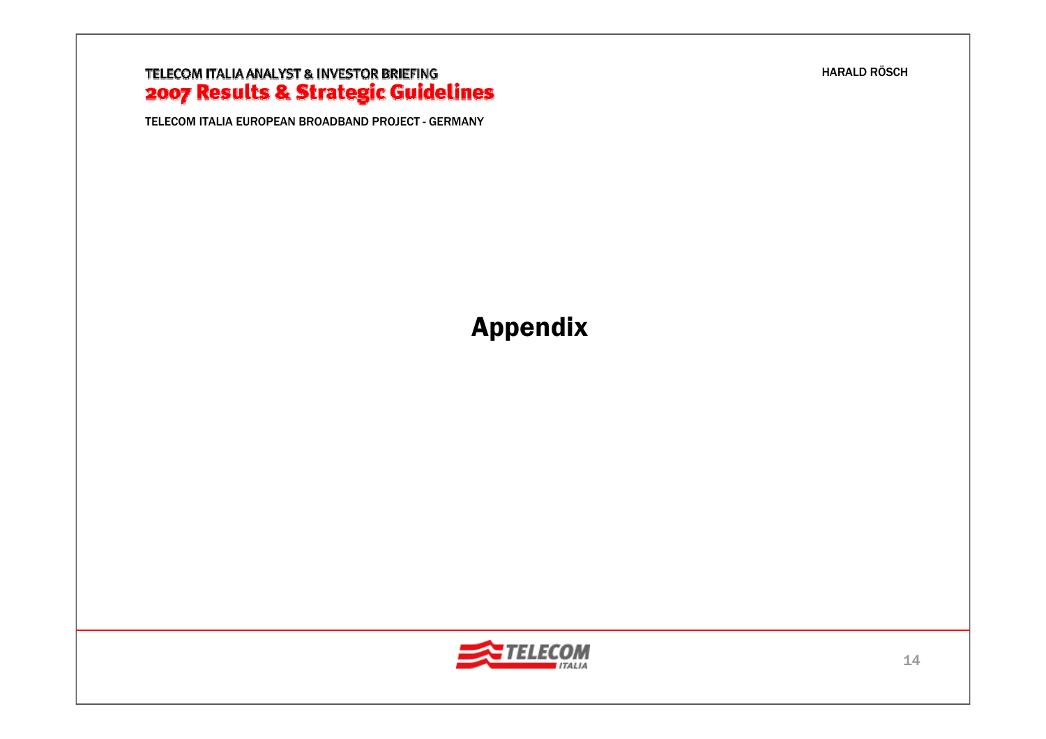# Appendix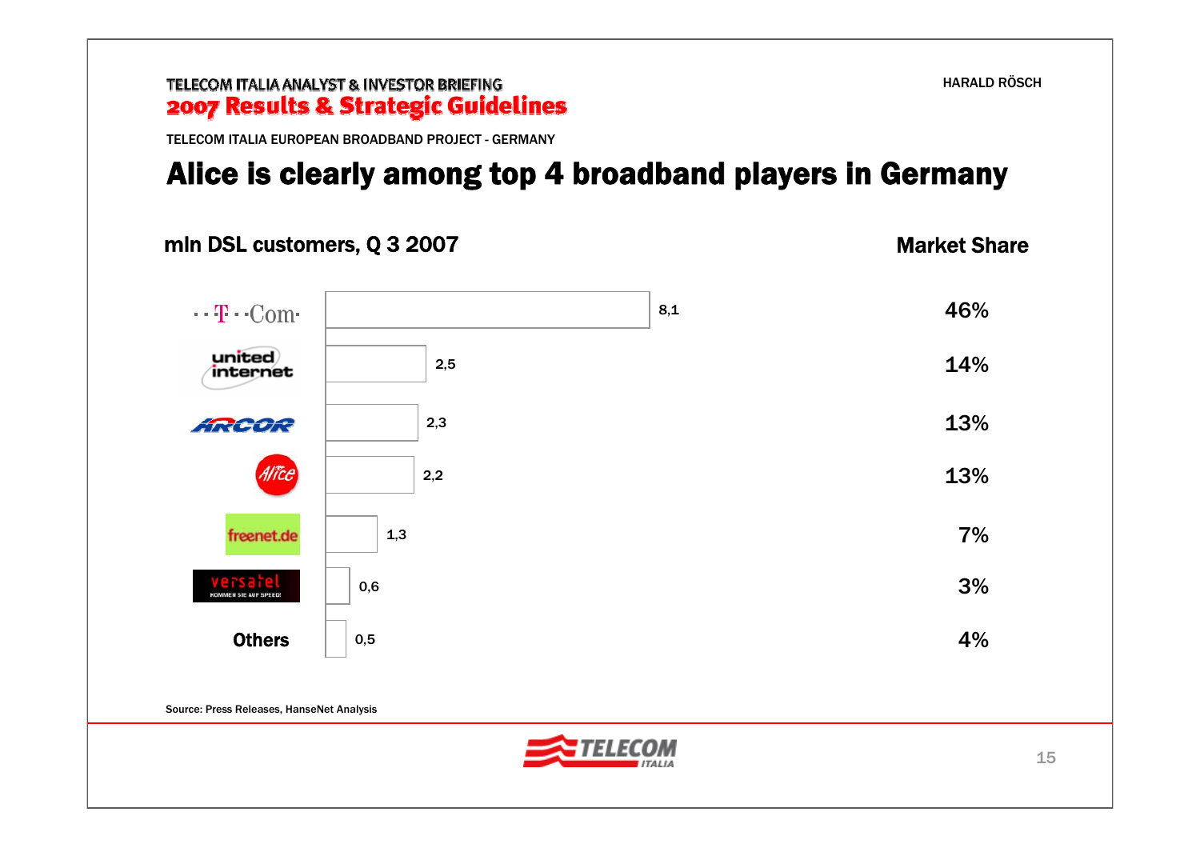TELECOM ITALIA EUROPEAN BROADBAND PROJECT - GERMANY

# Alice is clearly among top 4 broadband players in Germany

| mln DSL customers, Q 3 2007 | | Market Share |
|---|---|---|
| T-Com | 8,1 | 46% |
| united internet | 2,5 | 14% |
| ARCOR | 2,3 | 13% |
| Alice | 2,2 | 13% |
| freenet.de | 1,3 | 7% |
| versatel | 0,6 | 3% |
| Others | 0,5 | 4% |

Source: Press Releases, HanseNet Analysis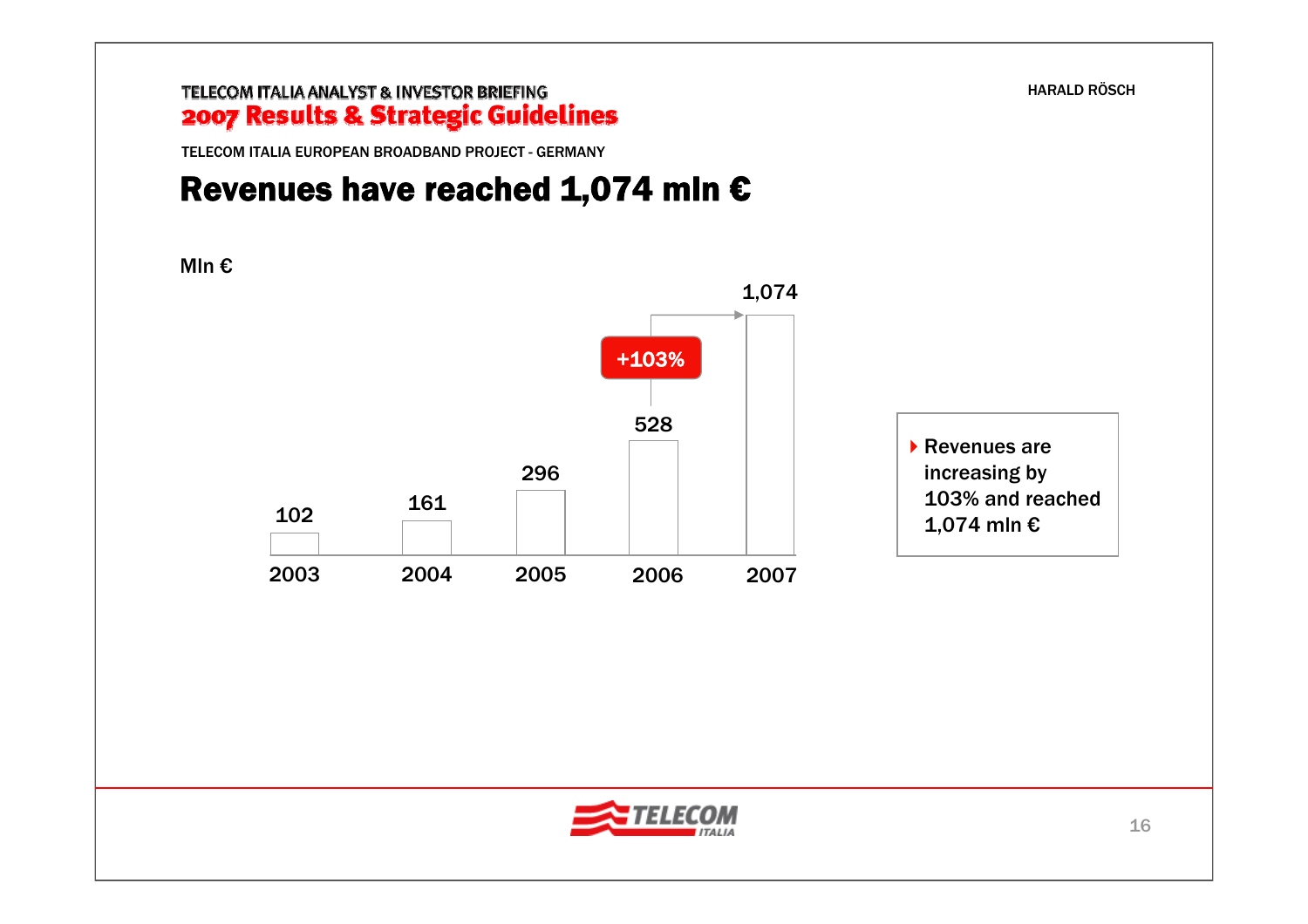TELECOM ITALIA EUROPEAN BROADBAND PROJECT - GERMANY

# Revenues have reached 1,074 mln €

Mln €

| Year | Revenues (Mln €) |
|---|---|
| 2003 | 102 |
| 2004 | 161 |
| 2005 | 296 |
| 2006 | 528 |
| 2007 | 1,074 |

+103%

- Revenues are increasing by 103% and reached 1,074 mln €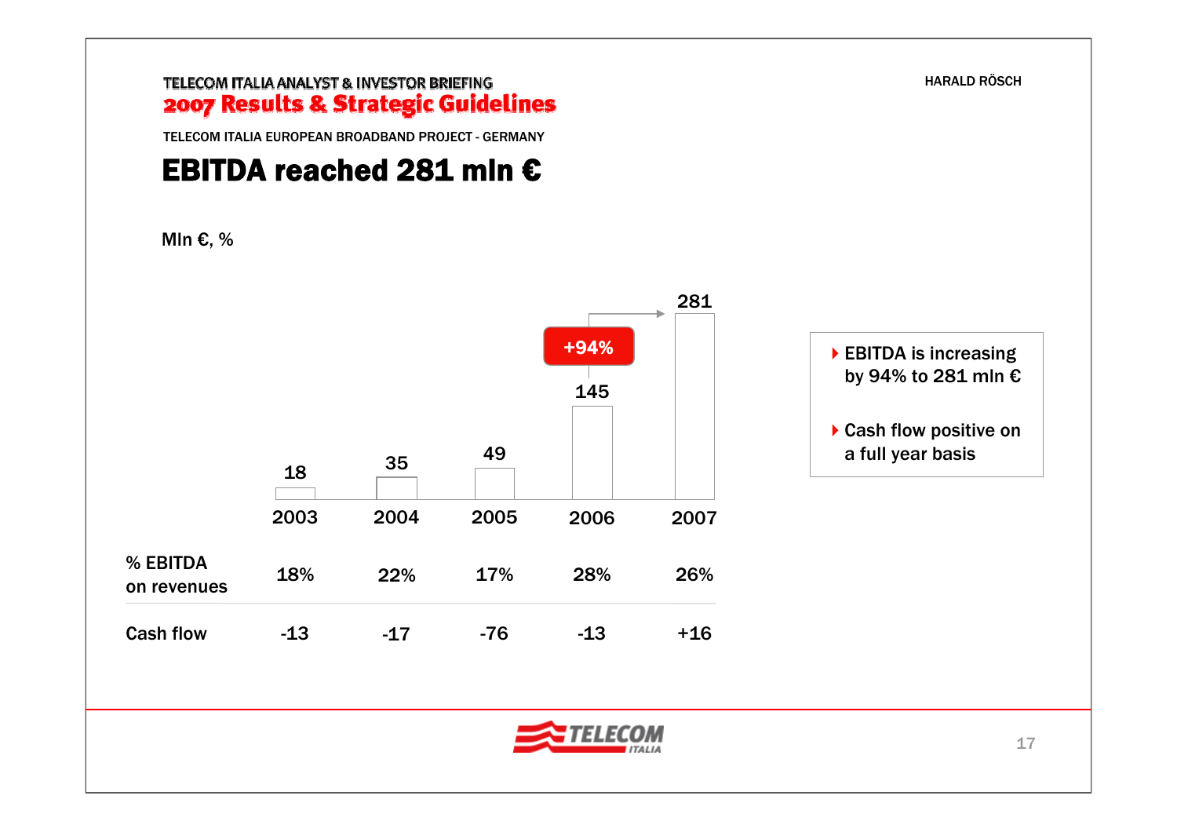TELECOM ITALIA ANALYST & INVESTOR BRIEFING
**2007 Results & Strategic Guidelines**

HARALD RÖSCH

TELECOM ITALIA EUROPEAN BROADBAND PROJECT - GERMANY

# EBITDA reached 281 mln €

Mln €, %

18
35
49
145
281
+94%

2003
2004
2005
2006
2007

% EBITDA on revenues
18%
22%
17%
28%
26%

Cash flow
-13
-17
-76
-13
+16

- EBITDA is increasing by 94% to 281 mln €
- Cash flow positive on a full year basis